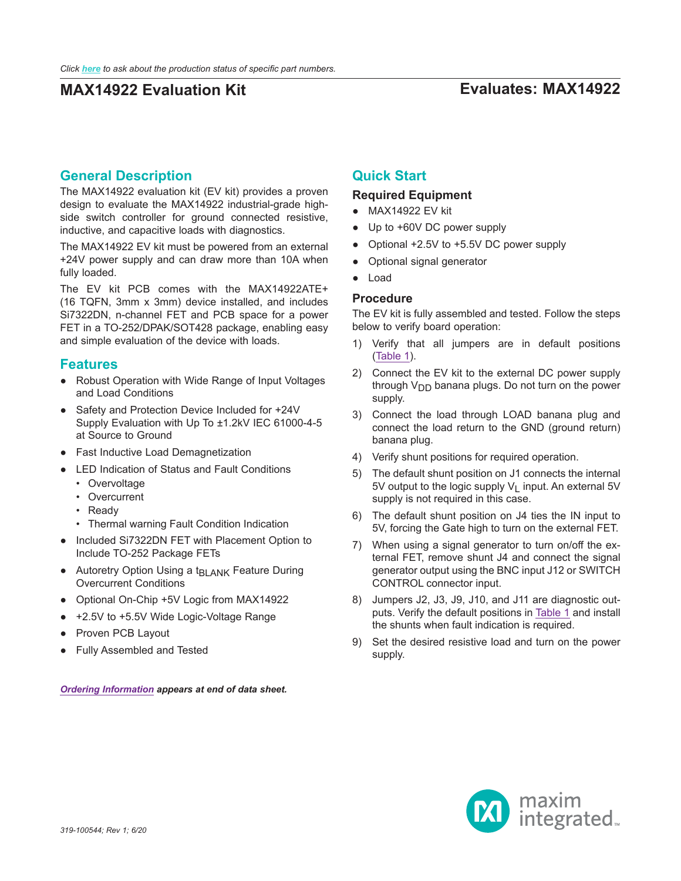Click here to ask about the production status of specific part numbers.

# MAX14922 Evaluation Kit

## Evaluates: MAX14922

## General Description

The MAX14922 evaluation kit (EV kit) provides a proven design to evaluate the MAX14922 industrial-grade high-side switch controller for ground connected resistive, inductive, and capacitive loads with diagnostics.

The MAX14922 EV kit must be powered from an external +24V power supply and can draw more than 10A when fully loaded.

The EV kit PCB comes with the MAX14922ATE+ (16 TQFN, 3mm x 3mm) device installed, and includes Si7322DN, n-channel FET and PCB space for a power FET in a TO-252/DPAK/SOT428 package, enabling easy and simple evaluation of the device with loads.

## Features

- Robust Operation with Wide Range of Input Voltages and Load Conditions
- Safety and Protection Device Included for +24V Supply Evaluation with Up To ±1.2kV IEC 61000-4-5 at Source to Ground
- Fast Inductive Load Demagnetization
- LED Indication of Status and Fault Conditions
  - Overvoltage
  - Overcurrent
  - Ready
  - Thermal warning Fault Condition Indication
- Included Si7322DN FET with Placement Option to Include TO-252 Package FETs
- Autoretry Option Using a $t_{BLANK}$ Feature During Overcurrent Conditions
- Optional On-Chip +5V Logic from MAX14922
- +2.5V to +5.5V Wide Logic-Voltage Range
- Proven PCB Layout
- Fully Assembled and Tested

***Ordering Information** appears at end of data sheet.*

## Quick Start

### Required Equipment

- MAX14922 EV kit
- Up to +60V DC power supply
- Optional +2.5V to +5.5V DC power supply
- Optional signal generator
- Load

### Procedure

The EV kit is fully assembled and tested. Follow the steps below to verify board operation:

1) Verify that all jumpers are in default positions (Table 1).
2) Connect the EV kit to the external DC power supply through $V_{DD}$ banana plugs. Do not turn on the power supply.
3) Connect the load through LOAD banana plug and connect the load return to the GND (ground return) banana plug.
4) Verify shunt positions for required operation.
5) The default shunt position on J1 connects the internal 5V output to the logic supply $V_L$ input. An external 5V supply is not required in this case.
6) The default shunt position on J4 ties the IN input to 5V, forcing the Gate high to turn on the external FET.
7) When using a signal generator to turn on/off the external FET, remove shunt J4 and connect the signal generator output using the BNC input J12 or SWITCH CONTROL connector input.
8) Jumpers J2, J3, J9, J10, and J11 are diagnostic outputs. Verify the default positions in Table 1 and install the shunts when fault indication is required.
9) Set the desired resistive load and turn on the power supply.

319-100544; Rev 1; 6/20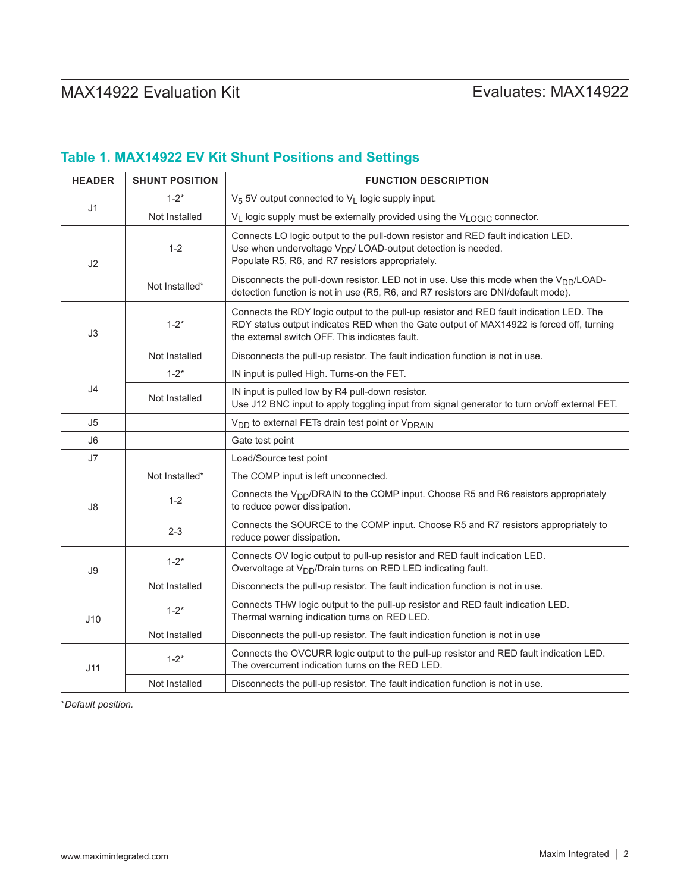## Table 1. MAX14922 EV Kit Shunt Positions and Settings

| HEADER | SHUNT POSITION | FUNCTION DESCRIPTION |
|---|---|---|
| J1 | 1-2* | $V_5$ 5V output connected to $V_L$ logic supply input. |
| | Not Installed | $V_L$ logic supply must be externally provided using the $V_{LOGIC}$ connector. |
| J2 | 1-2 | Connects LO logic output to the pull-down resistor and RED fault indication LED. Use when undervoltage $V_{DD}$/ LOAD-output detection is needed. Populate R5, R6, and R7 resistors appropriately. |
| | Not Installed* | Disconnects the pull-down resistor. LED not in use. Use this mode when the $V_{DD}$/LOAD-detection function is not in use (R5, R6, and R7 resistors are DNI/default mode). |
| J3 | 1-2* | Connects the RDY logic output to the pull-up resistor and RED fault indication LED. The RDY status output indicates RED when the Gate output of MAX14922 is forced off, turning the external switch OFF. This indicates fault. |
| | Not Installed | Disconnects the pull-up resistor. The fault indication function is not in use. |
| J4 | 1-2* | IN input is pulled High. Turns-on the FET. |
| | Not Installed | IN input is pulled low by R4 pull-down resistor. Use J12 BNC input to apply toggling input from signal generator to turn on/off external FET. |
| J5 | | $V_{DD}$ to external FETs drain test point or $V_{DRAIN}$ |
| J6 | | Gate test point |
| J7 | | Load/Source test point |
| J8 | Not Installed* | The COMP input is left unconnected. |
| | 1-2 | Connects the $V_{DD}$/DRAIN to the COMP input. Choose R5 and R6 resistors appropriately to reduce power dissipation. |
| | 2-3 | Connects the SOURCE to the COMP input. Choose R5 and R7 resistors appropriately to reduce power dissipation. |
| J9 | 1-2* | Connects OV logic output to pull-up resistor and RED fault indication LED. Overvoltage at $V_{DD}$/Drain turns on RED LED indicating fault. |
| | Not Installed | Disconnects the pull-up resistor. The fault indication function is not in use. |
| J10 | 1-2* | Connects THW logic output to the pull-up resistor and RED fault indication LED. Thermal warning indication turns on RED LED. |
| | Not Installed | Disconnects the pull-up resistor. The fault indication function is not in use |
| J11 | 1-2* | Connects the OVCURR logic output to the pull-up resistor and RED fault indication LED. The overcurrent indication turns on the RED LED. |
| | Not Installed | Disconnects the pull-up resistor. The fault indication function is not in use. |

**Default position.*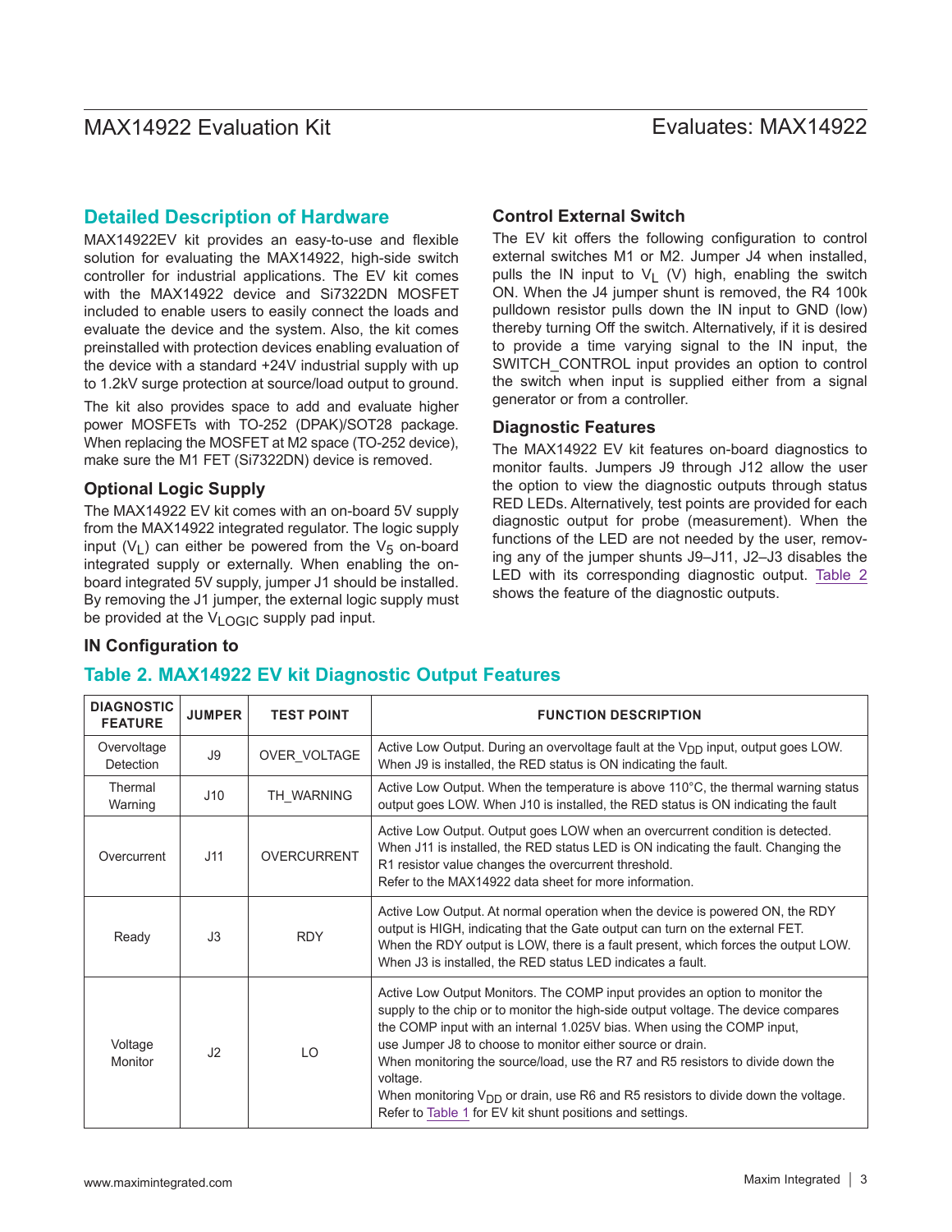## Detailed Description of Hardware

MAX14922EV kit provides an easy-to-use and flexible solution for evaluating the MAX14922, high-side switch controller for industrial applications. The EV kit comes with the MAX14922 device and Si7322DN MOSFET included to enable users to easily connect the loads and evaluate the device and the system. Also, the kit comes preinstalled with protection devices enabling evaluation of the device with a standard +24V industrial supply with up to 1.2kV surge protection at source/load output to ground.

The kit also provides space to add and evaluate higher power MOSFETs with TO-252 (DPAK)/SOT28 package. When replacing the MOSFET at M2 space (TO-252 device), make sure the M1 FET (Si7322DN) device is removed.

### Optional Logic Supply

The MAX14922 EV kit comes with an on-board 5V supply from the MAX14922 integrated regulator. The logic supply input ($V_L$) can either be powered from the $V_5$ on-board integrated supply or externally. When enabling the on-board integrated 5V supply, jumper J1 should be installed. By removing the J1 jumper, the external logic supply must be provided at the $V_{LOGIC}$ supply pad input.

### IN Configuration to

### Control External Switch

The EV kit offers the following configuration to control external switches M1 or M2. Jumper J4 when installed, pulls the IN input to $V_L$ (V) high, enabling the switch ON. When the J4 jumper shunt is removed, the R4 100k pulldown resistor pulls down the IN input to GND (low) thereby turning Off the switch. Alternatively, if it is desired to provide a time varying signal to the IN input, the SWITCH_CONTROL input provides an option to control the switch when input is supplied either from a signal generator or from a controller.

### Diagnostic Features

The MAX14922 EV kit features on-board diagnostics to monitor faults. Jumpers J9 through J12 allow the user the option to view the diagnostic outputs through status RED LEDs. Alternatively, test points are provided for each diagnostic output for probe (measurement). When the functions of the LED are not needed by the user, removing any of the jumper shunts J9–J11, J2–J3 disables the LED with its corresponding diagnostic output. Table 2 shows the feature of the diagnostic outputs.

## Table 2. MAX14922 EV kit Diagnostic Output Features

| DIAGNOSTIC FEATURE | JUMPER | TEST POINT | FUNCTION DESCRIPTION |
|---|---|---|---|
| Overvoltage Detection | J9 | OVER_VOLTAGE | Active Low Output. During an overvoltage fault at the $V_{DD}$ input, output goes LOW. When J9 is installed, the RED status is ON indicating the fault. |
| Thermal Warning | J10 | TH_WARNING | Active Low Output. When the temperature is above 110°C, the thermal warning status output goes LOW. When J10 is installed, the RED status is ON indicating the fault |
| Overcurrent | J11 | OVERCURRENT | Active Low Output. Output goes LOW when an overcurrent condition is detected. When J11 is installed, the RED status LED is ON indicating the fault. Changing the R1 resistor value changes the overcurrent threshold. Refer to the MAX14922 data sheet for more information. |
| Ready | J3 | RDY | Active Low Output. At normal operation when the device is powered ON, the RDY output is HIGH, indicating that the Gate output can turn on the external FET. When the RDY output is LOW, there is a fault present, which forces the output LOW. When J3 is installed, the RED status LED indicates a fault. |
| Voltage Monitor | J2 | LO | Active Low Output Monitors. The COMP input provides an option to monitor the supply to the chip or to monitor the high-side output voltage. The device compares the COMP input with an internal 1.025V bias. When using the COMP input, use Jumper J8 to choose to monitor either source or drain. When monitoring the source/load, use the R7 and R5 resistors to divide down the voltage. When monitoring $V_{DD}$ or drain, use R6 and R5 resistors to divide down the voltage. Refer to Table 1 for EV kit shunt positions and settings. |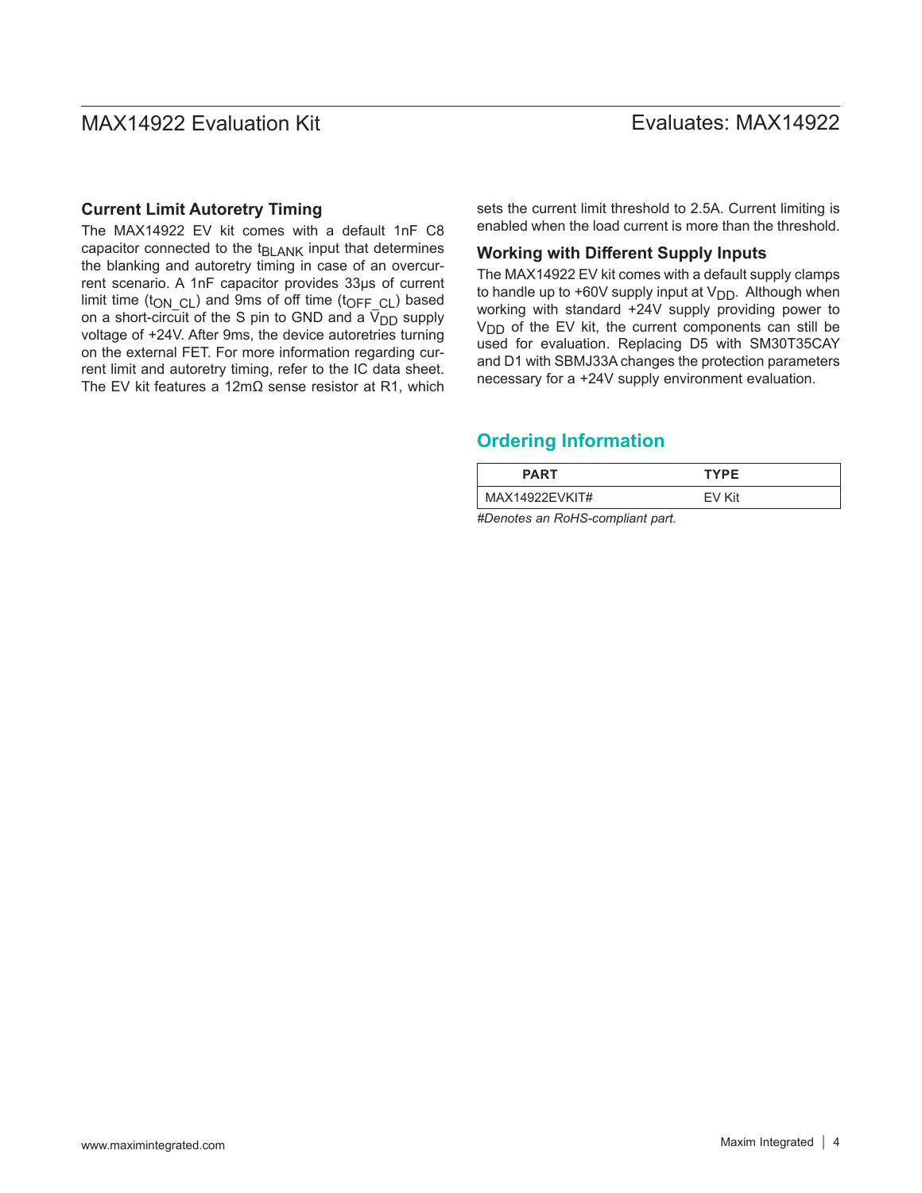### Current Limit Autoretry Timing

The MAX14922 EV kit comes with a default 1nF C8 capacitor connected to the $t_{BLANK}$ input that determines the blanking and autoretry timing in case of an overcurrent scenario. A 1nF capacitor provides 33µs of current limit time ($t_{ON\_CL}$) and 9ms of off time ($t_{OFF\_CL}$) based on a short-circuit of the S pin to GND and a $V_{DD}$ supply voltage of +24V. After 9ms, the device autoretries turning on the external FET. For more information regarding current limit and autoretry timing, refer to the IC data sheet. The EV kit features a 12mΩ sense resistor at R1, which sets the current limit threshold to 2.5A. Current limiting is enabled when the load current is more than the threshold.

### Working with Different Supply Inputs

The MAX14922 EV kit comes with a default supply clamps to handle up to +60V supply input at $V_{DD}$. Although when working with standard +24V supply providing power to $V_{DD}$ of the EV kit, the current components can still be used for evaluation. Replacing D5 with SM30T35CAY and D1 with SBMJ33A changes the protection parameters necessary for a +24V supply environment evaluation.

## Ordering Information

| PART | TYPE |
| --- | --- |
| MAX14922EVKIT# | EV Kit |

*#Denotes an RoHS-compliant part.*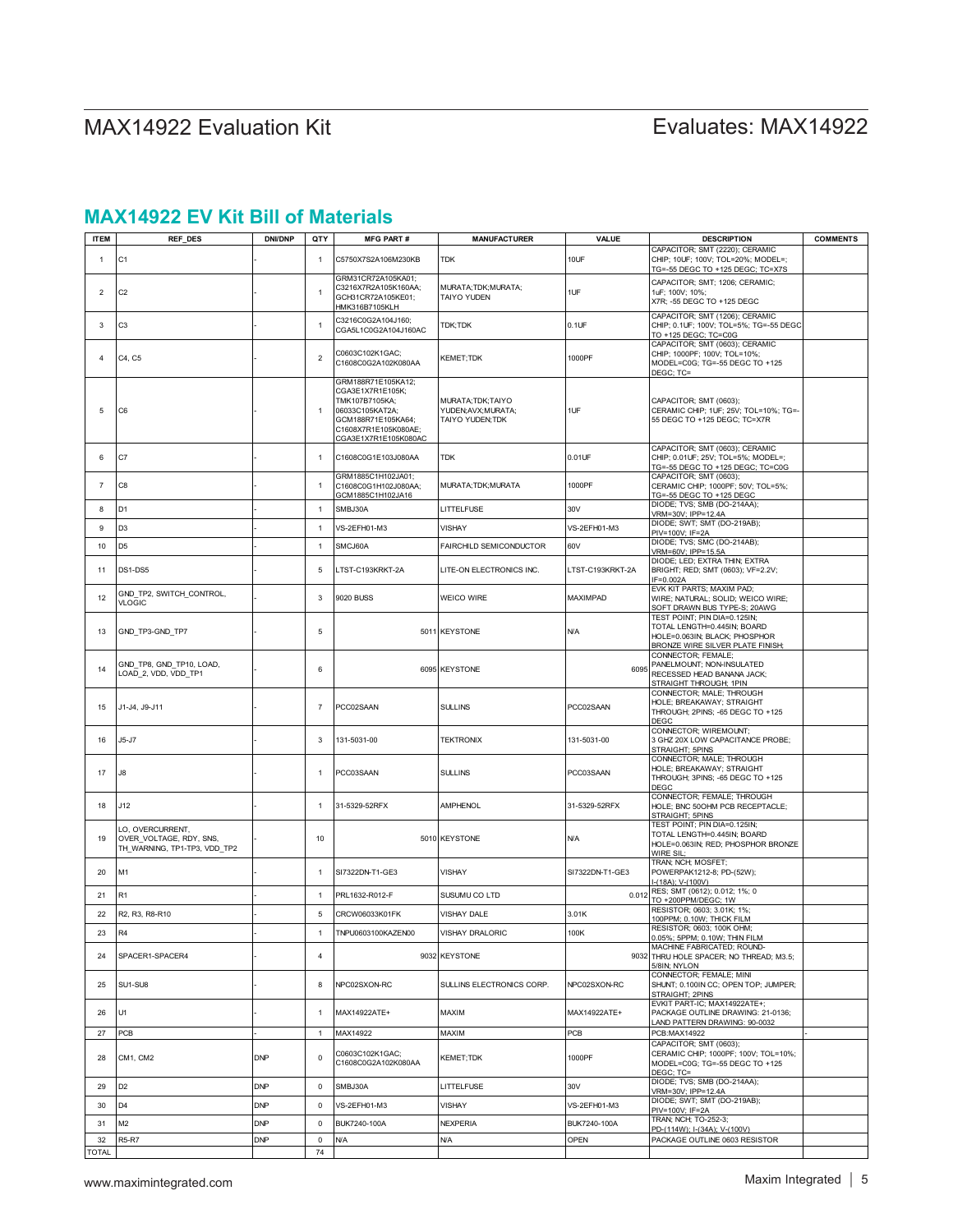## MAX14922 EV Kit Bill of Materials

| ITEM | REF_DES | DNI/DNP | QTY | MFG PART # | MANUFACTURER | VALUE | DESCRIPTION | COMMENTS |
|---|---|---|---|---|---|---|---|---|
| 1 | C1 | - | 1 | C5750X7S2A106M230KB | TDK | 10UF | CAPACITOR; SMT (2220); CERAMIC CHIP; 10UF; 100V; TOL=20%; MODEL=; TG=-55 DEGC TO +125 DEGC; TC=X7S | |
| 2 | C2 | - | 1 | GRM31CR72A105KA01; C3216X7R2A105K160AA; GCH31CR72A105KE01; HMK316B7105KLH | MURATA;TDK;MURATA; TAIYO YUDEN | 1UF | CAPACITOR; SMT; 1206; CERAMIC; 1uF; 100V; 10%; X7R; -55 DEGC TO +125 DEGC | |
| 3 | C3 | - | 1 | C3216C0G2A104J160; CGA5L1C0G2A104J160AC | TDK;TDK | 0.1UF | CAPACITOR; SMT (1206); CERAMIC CHIP; 0.1UF; 100V; TOL=5%; TG=-55 DEGC TO +125 DEGC; TC=C0G | |
| 4 | C4, C5 | - | 2 | C0603C102K1GAC; C1608C0G2A102K080AA | KEMET;TDK | 1000PF | CAPACITOR; SMT (0603); CERAMIC CHIP; 1000PF; 100V; TOL=10%; MODEL=C0G; TG=-55 DEGC TO +125 DEGC; TC= | |
| 5 | C6 | - | 1 | GRM188R71E105KA12; CGA3E1X7R1E105K; TMK107B7105KA; 06033C105KAT2A; GCM188R71E105KA64; C1608X7R1E105K080AE; CGA3E1X7R1E105K080AC | MURATA;TDK;TAIYO YUDEN;AVX;MURATA; TAIYO YUDEN;TDK | 1UF | CAPACITOR; SMT (0603); CERAMIC CHIP; 1UF; 25V; TOL=10%; TG=-55 DEGC TO +125 DEGC; TC=X7R | |
| 6 | C7 | - | 1 | C1608C0G1E103J080AA | TDK | 0.01UF | CAPACITOR; SMT (0603); CERAMIC CHIP; 0.01UF; 25V; TOL=5%; MODEL=; TG=-55 DEGC TO +125 DEGC; TC=C0G | |
| 7 | C8 | - | 1 | GRM1885C1H102JA01; C1608C0G1H102J080AA; GCM1885C1H102JA16 | MURATA;TDK;MURATA | 1000PF | CAPACITOR; SMT (0603); CERAMIC CHIP; 1000PF; 50V; TOL=5%; TG=-55 DEGC TO +125 DEGC | |
| 8 | D1 | - | 1 | SMBJ30A | LITTELFUSE | 30V | DIODE; TVS; SMB (DO-214AA); VRM=30V; IPP=12.4A | |
| 9 | D3 | - | 1 | VS-2EFH01-M3 | VISHAY | VS-2EFH01-M3 | DIODE; SWT; SMT (DO-219AB); PIV=100V; IF=2A | |
| 10 | D5 | - | 1 | SMCJ60A | FAIRCHILD SEMICONDUCTOR | 60V | DIODE; TVS; SMC (DO-214AB); VRM=60V; IPP=15.5A | |
| 11 | DS1-DS5 | - | 5 | LTST-C193KRKT-2A | LITE-ON ELECTRONICS INC. | LTST-C193KRKT-2A | DIODE; LED; EXTRA THIN; EXTRA BRIGHT; RED; SMT (0603); VF=2.2V; IF=0.002A | |
| 12 | GND_TP2, SWITCH_CONTROL, VLOGIC | - | 3 | 9020 BUSS | WEICO WIRE | MAXIMPAD | EVK KIT PARTS; MAXIM PAD; WIRE; NATURAL; SOLID; WEICO WIRE; SOFT DRAWN BUS TYPE-S; 20AWG | |
| 13 | GND_TP3-GND_TP7 | - | 5 | 5011 | KEYSTONE | N/A | TEST POINT; PIN DIA=0.125IN; TOTAL LENGTH=0.445IN; BOARD HOLE=0.063IN; BLACK; PHOSPHOR BRONZE WIRE SILVER PLATE FINISH; | |
| 14 | GND_TP8, GND_TP10, LOAD, LOAD_2, VDD, VDD_TP1 | - | 6 | 6095 | KEYSTONE | 6095 | CONNECTOR; FEMALE; PANELMOUNT; NON-INSULATED RECESSED HEAD BANANA JACK; STRAIGHT THROUGH; 1PIN | |
| 15 | J1-J4, J9-J11 | - | 7 | PCC02SAAN | SULLINS | PCC02SAAN | CONNECTOR; MALE; THROUGH HOLE; BREAKAWAY; STRAIGHT THROUGH; 2PINS; -65 DEGC TO +125 DEGC | |
| 16 | J5-J7 | - | 3 | 131-5031-00 | TEKTRONIX | 131-5031-00 | CONNECTOR; WIREMOUNT; 3 GHZ 20X LOW CAPACITANCE PROBE; STRAIGHT; 5PINS | |
| 17 | J8 | - | 1 | PCC03SAAN | SULLINS | PCC03SAAN | CONNECTOR; MALE; THROUGH HOLE; BREAKAWAY; STRAIGHT THROUGH; 3PINS; -65 DEGC TO +125 DEGC | |
| 18 | J12 | - | 1 | 31-5329-52RFX | AMPHENOL | 31-5329-52RFX | CONNECTOR; FEMALE; THROUGH HOLE; BNC 50OHM PCB RECEPTACLE; STRAIGHT; 5PINS | |
| 19 | LO, OVERCURRENT, OVER_VOLTAGE, RDY, SNS, TH_WARNING, TP1-TP3, VDD_TP2 | - | 10 | 5010 | KEYSTONE | N/A | TEST POINT; PIN DIA=0.125IN; TOTAL LENGTH=0.445IN; BOARD HOLE=0.063IN; RED; PHOSPHOR BRONZE WIRE SIL; | |
| 20 | M1 | - | 1 | SI7322DN-T1-GE3 | VISHAY | SI7322DN-T1-GE3 | TRAN; NCH; MOSFET; POWERPAK1212-8; PD-(52W); I-(18A); V-(100V) | |
| 21 | R1 | - | 1 | PRL1632-R012-F | SUSUMU CO LTD | 0.012 | RES; SMT (0612); 0.012; 1%; 0 TO +200PPM/DEGC; 1W | |
| 22 | R2, R3, R8-R10 | - | 5 | CRCW06033K01FK | VISHAY DALE | 3.01K | RESISTOR; 0603; 3.01K; 1%; 100PPM; 0.10W; THICK FILM | |
| 23 | R4 | - | 1 | TNPU0603100KAZEN00 | VISHAY DRALORIC | 100K | RESISTOR; 0603; 100K OHM; 0.05%; 5PPM; 0.10W; THIN FILM | |
| 24 | SPACER1-SPACER4 | - | 4 | 9032 | KEYSTONE | 9032 | MACHINE FABRICATED; ROUND-THRU HOLE SPACER; NO THREAD; M3.5; 5/8IN; NYLON | |
| 25 | SU1-SU8 | - | 8 | NPC02SXON-RC | SULLINS ELECTRONICS CORP. | NPC02SXON-RC | CONNECTOR; FEMALE; MINI SHUNT; 0.100IN CC; OPEN TOP; JUMPER; STRAIGHT; 2PINS | |
| 26 | U1 | - | 1 | MAX14922ATE+ | MAXIM | MAX14922ATE+ | EVKIT PART-IC; MAX14922ATE+; PACKAGE OUTLINE DRAWING: 21-0136; LAND PATTERN DRAWING: 90-0032 | |
| 27 | PCB | - | 1 | MAX14922 | MAXIM | PCB | PCB:MAX14922 | - |
| 28 | CM1, CM2 | DNP | 0 | C0603C102K1GAC; C1608C0G2A102K080AA | KEMET;TDK | 1000PF | CAPACITOR; SMT (0603); CERAMIC CHIP; 1000PF; 100V; TOL=10%; MODEL=C0G; TG=-55 DEGC TO +125 DEGC; TC= | |
| 29 | D2 | DNP | 0 | SMBJ30A | LITTELFUSE | 30V | DIODE; TVS; SMB (DO-214AA); VRM=30V; IPP=12.4A | |
| 30 | D4 | DNP | 0 | VS-2EFH01-M3 | VISHAY | VS-2EFH01-M3 | DIODE; SWT; SMT (DO-219AB); PIV=100V; IF=2A | |
| 31 | M2 | DNP | 0 | BUK7240-100A | NEXPERIA | BUK7240-100A | TRAN; NCH; TO-252-3; PD-(114W); I-(34A); V-(100V) | |
| 32 | R5-R7 | DNP | 0 | N/A | N/A | OPEN | PACKAGE OUTLINE 0603 RESISTOR | |
| TOTAL | | | 74 | | | | | |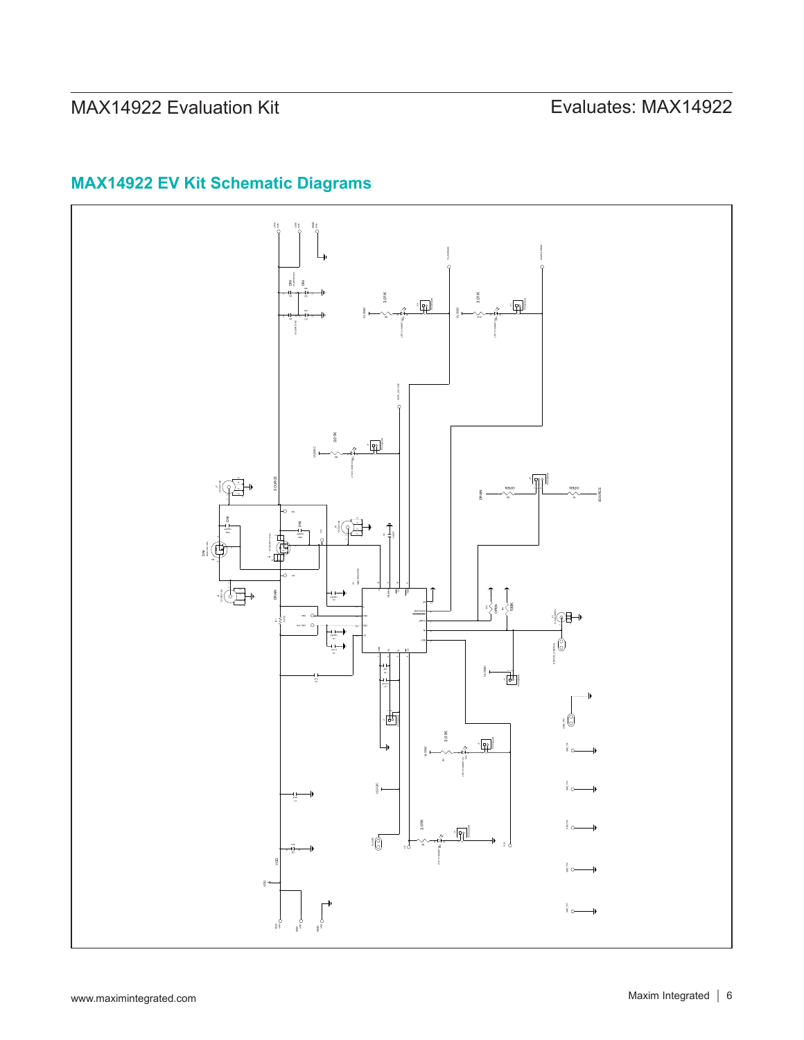## MAX14922 EV Kit Schematic Diagrams

SOURCE

DRAIN

VDD

VLOGIC

3.01K

3.01K

3.01K

3.01K

3.01K

OPEN

OPEN

OPEN

100K

DNI

DNI

DNI

DNI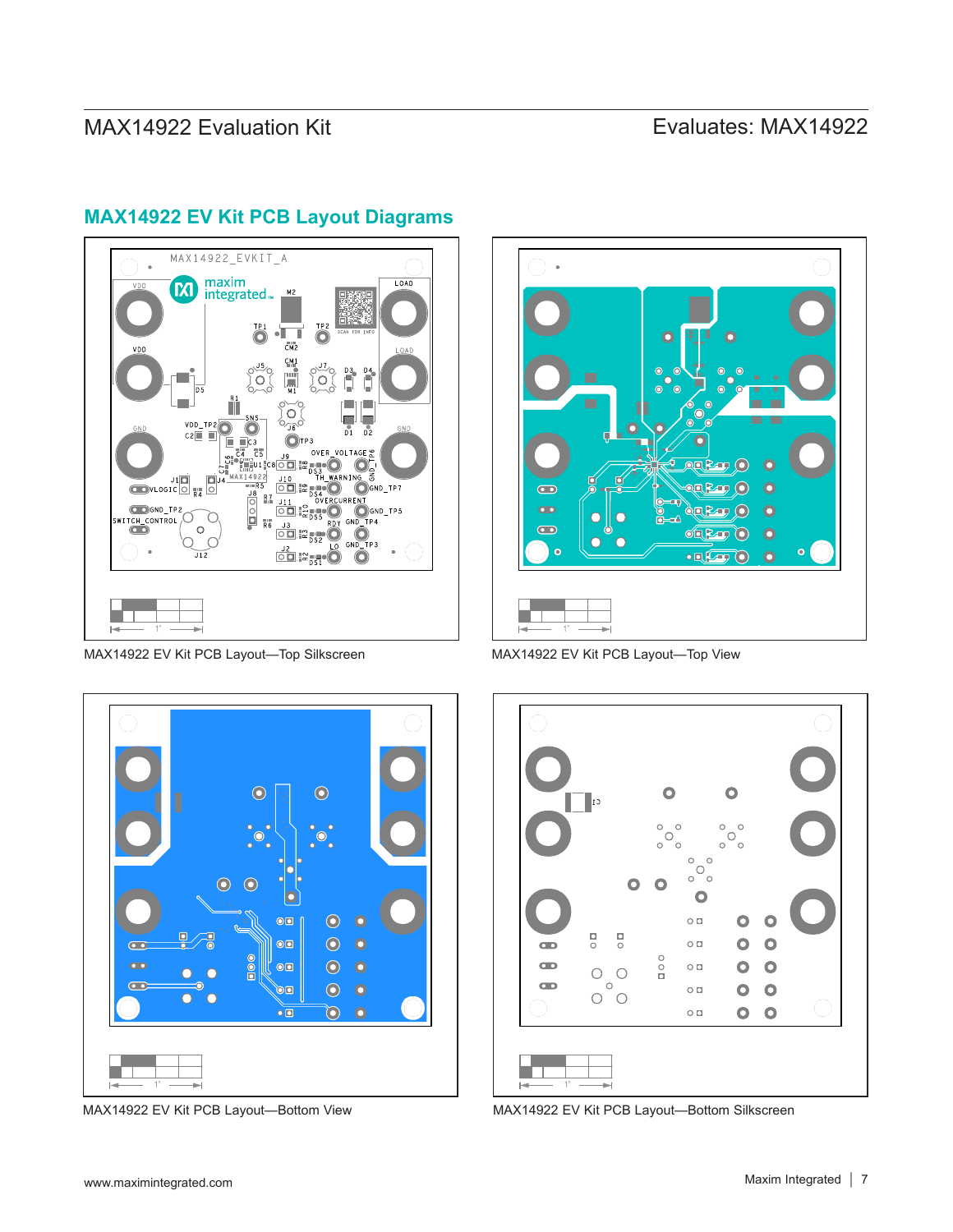## MAX14922 EV Kit PCB Layout Diagrams

MAX14922 EV Kit PCB Layout—Top Silkscreen

MAX14922 EV Kit PCB Layout—Top View

MAX14922 EV Kit PCB Layout—Bottom View

MAX14922 EV Kit PCB Layout—Bottom Silkscreen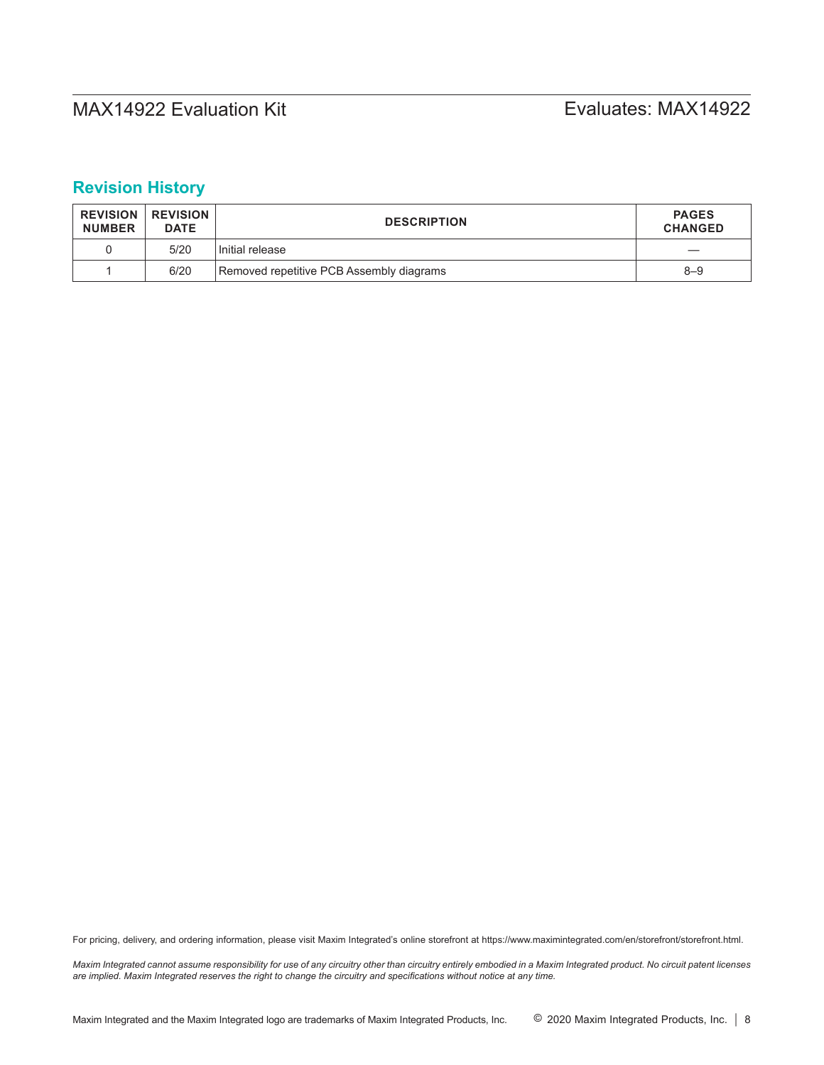## Revision History

| REVISION NUMBER | REVISION DATE | DESCRIPTION | PAGES CHANGED |
|---|---|---|---|
| 0 | 5/20 | Initial release | — |
| 1 | 6/20 | Removed repetitive PCB Assembly diagrams | 8–9 |

For pricing, delivery, and ordering information, please visit Maxim Integrated's online storefront at https://www.maximintegrated.com/en/storefront/storefront.html.

*Maxim Integrated cannot assume responsibility for use of any circuitry other than circuitry entirely embodied in a Maxim Integrated product. No circuit patent licenses are implied. Maxim Integrated reserves the right to change the circuitry and specifications without notice at any time.*

Maxim Integrated and the Maxim Integrated logo are trademarks of Maxim Integrated Products, Inc. © 2020 Maxim Integrated Products, Inc.